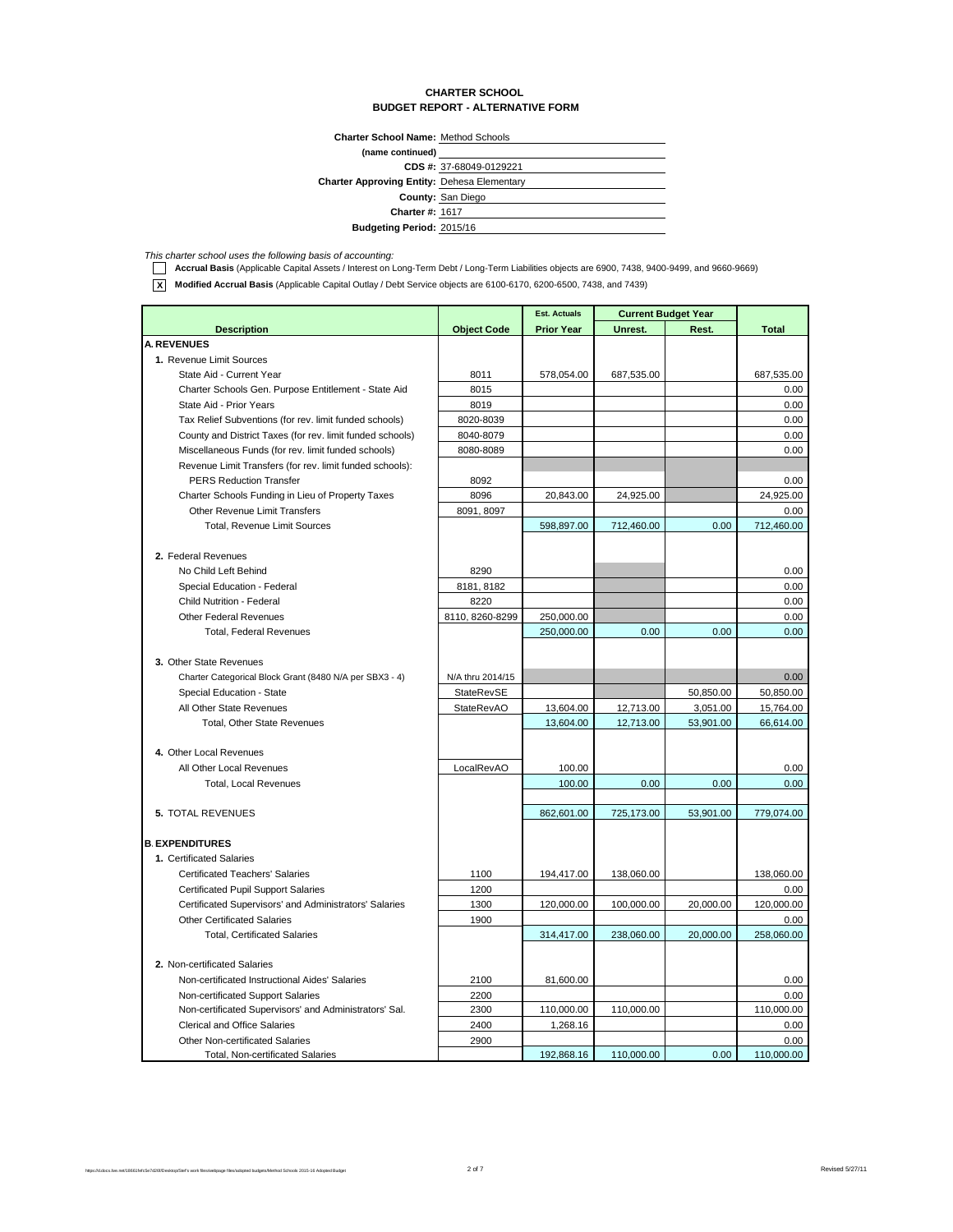# CHARTER SCHOOL
## BUDGET REPORT - ALTERNATIVE FORM

**Charter School Name:** Method Schools
**(name continued)**
**CDS #:** 37-68049-0129221
**Charter Approving Entity:** Dehesa Elementary
**County:** San Diego
**Charter #:** 1617
**Budgeting Period:** 2015/16

*This charter school uses the following basis of accounting:*

- [ ] **Accrual Basis** (Applicable Capital Assets / Interest on Long-Term Debt / Long-Term Liabilities objects are 6900, 7438, 9400-9499, and 9660-9669)
- [X] **Modified Accrual Basis** (Applicable Capital Outlay / Debt Service objects are 6100-6170, 6200-6500, 7438, and 7439)

| Description | Object Code | Est. Actuals Prior Year | Current Budget Year Unrest. | Current Budget Year Rest. | Total |
|---|---|---|---|---|---|
| **A. REVENUES** | | | | | |
| **1.** Revenue Limit Sources | | | | | |
| State Aid - Current Year | 8011 | 578,054.00 | 687,535.00 | | 687,535.00 |
| Charter Schools Gen. Purpose Entitlement - State Aid | 8015 | | | | 0.00 |
| State Aid - Prior Years | 8019 | | | | 0.00 |
| Tax Relief Subventions (for rev. limit funded schools) | 8020-8039 | | | | 0.00 |
| County and District Taxes (for rev. limit funded schools) | 8040-8079 | | | | 0.00 |
| Miscellaneous Funds (for rev. limit funded schools) | 8080-8089 | | | | 0.00 |
| Revenue Limit Transfers (for rev. limit funded schools): | | | | | |
| PERS Reduction Transfer | 8092 | | | | 0.00 |
| Charter Schools Funding in Lieu of Property Taxes | 8096 | 20,843.00 | 24,925.00 | | 24,925.00 |
| Other Revenue Limit Transfers | 8091, 8097 | | | | 0.00 |
| Total, Revenue Limit Sources | | 598,897.00 | 712,460.00 | 0.00 | 712,460.00 |
| **2.** Federal Revenues | | | | | |
| No Child Left Behind | 8290 | | | | 0.00 |
| Special Education - Federal | 8181, 8182 | | | | 0.00 |
| Child Nutrition - Federal | 8220 | | | | 0.00 |
| Other Federal Revenues | 8110, 8260-8299 | 250,000.00 | | | 0.00 |
| Total, Federal Revenues | | 250,000.00 | 0.00 | 0.00 | 0.00 |
| **3.** Other State Revenues | | | | | |
| Charter Categorical Block Grant (8480 N/A per SBX3 - 4) | N/A thru 2014/15 | | | | 0.00 |
| Special Education - State | StateRevSE | | | 50,850.00 | 50,850.00 |
| All Other State Revenues | StateRevAO | 13,604.00 | 12,713.00 | 3,051.00 | 15,764.00 |
| Total, Other State Revenues | | 13,604.00 | 12,713.00 | 53,901.00 | 66,614.00 |
| **4.** Other Local Revenues | | | | | |
| All Other Local Revenues | LocalRevAO | 100.00 | | | 0.00 |
| Total, Local Revenues | | 100.00 | 0.00 | 0.00 | 0.00 |
| **5.** TOTAL REVENUES | | 862,601.00 | 725,173.00 | 53,901.00 | 779,074.00 |
| **B. EXPENDITURES** | | | | | |
| **1.** Certificated Salaries | | | | | |
| Certificated Teachers' Salaries | 1100 | 194,417.00 | 138,060.00 | | 138,060.00 |
| Certificated Pupil Support Salaries | 1200 | | | | 0.00 |
| Certificated Supervisors' and Administrators' Salaries | 1300 | 120,000.00 | 100,000.00 | 20,000.00 | 120,000.00 |
| Other Certificated Salaries | 1900 | | | | 0.00 |
| Total, Certificated Salaries | | 314,417.00 | 238,060.00 | 20,000.00 | 258,060.00 |
| **2.** Non-certificated Salaries | | | | | |
| Non-certificated Instructional Aides' Salaries | 2100 | 81,600.00 | | | 0.00 |
| Non-certificated Support Salaries | 2200 | | | | 0.00 |
| Non-certificated Supervisors' and Administrators' Sal. | 2300 | 110,000.00 | 110,000.00 | | 110,000.00 |
| Clerical and Office Salaries | 2400 | 1,268.16 | | | 0.00 |
| Other Non-certificated Salaries | 2900 | | | | 0.00 |
| Total, Non-certificated Salaries | | 192,868.16 | 110,000.00 | 0.00 | 110,000.00 |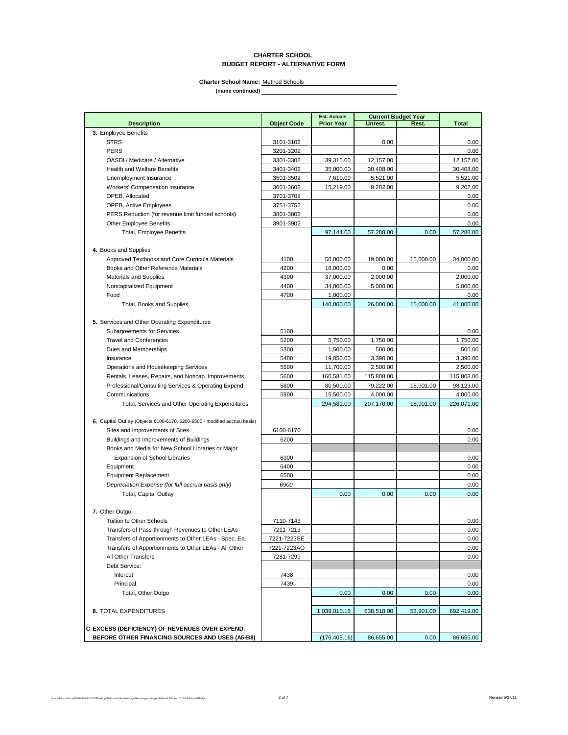**CHARTER SCHOOL**
**BUDGET REPORT - ALTERNATIVE FORM**

**Charter School Name:** Method Schools

**(name continued)**

| Description | Object Code | Est. Actuals Prior Year | Current Budget Year Unrest. | Current Budget Year Rest. | Total |
|---|---|---|---|---|---|
| **3.** Employee Benefits | | | | | |
| STRS | 3101-3102 | | 0.00 | | 0.00 |
| PERS | 3201-3202 | | | | 0.00 |
| OASDI / Medicare / Alternative | 3301-3302 | 39,315.00 | 12,157.00 | | 12,157.00 |
| Health and Welfare Benefits | 3401-3402 | 35,000.00 | 30,408.00 | | 30,408.00 |
| Unemployment Insurance | 3501-3502 | 7,610.00 | 5,521.00 | | 5,521.00 |
| Workers' Compensation Insurance | 3601-3602 | 15,219.00 | 9,202.00 | | 9,202.00 |
| OPEB, Allocated | 3701-3702 | | | | 0.00 |
| OPEB, Active Employees | 3751-3752 | | | | 0.00 |
| PERS Reduction (for revenue limit funded schools) | 3801-3802 | | | | 0.00 |
| Other Employee Benefits | 3901-3902 | | | | 0.00 |
| Total, Employee Benefits | | 97,144.00 | 57,288.00 | 0.00 | 57,288.00 |
| **4.** Books and Supplies | | | | | |
| Approved Textbooks and Core Curricula Materials | 4100 | 50,000.00 | 19,000.00 | 15,000.00 | 34,000.00 |
| Books and Other Reference Materials | 4200 | 18,000.00 | 0.00 | | 0.00 |
| Materials and Supplies | 4300 | 37,000.00 | 2,000.00 | | 2,000.00 |
| Noncapitalized Equipment | 4400 | 34,000.00 | 5,000.00 | | 5,000.00 |
| Food | 4700 | 1,000.00 | | | 0.00 |
| Total, Books and Supplies | | 140,000.00 | 26,000.00 | 15,000.00 | 41,000.00 |
| **5.** Services and Other Operating Expenditures | | | | | |
| Subagreements for Services | 5100 | | | | 0.00 |
| Travel and Conferences | 5200 | 5,750.00 | 1,750.00 | | 1,750.00 |
| Dues and Memberships | 5300 | 1,500.00 | 500.00 | | 500.00 |
| Insurance | 5400 | 19,050.00 | 3,390.00 | | 3,390.00 |
| Operations and Housekeeping Services | 5500 | 11,700.00 | 2,500.00 | | 2,500.00 |
| Rentals, Leases, Repairs, and Noncap. Improvements | 5600 | 160,581.00 | 115,808.00 | | 115,808.00 |
| Professional/Consulting Services & Operating Expend. | 5800 | 80,500.00 | 79,222.00 | 18,901.00 | 98,123.00 |
| Communications | 5900 | 15,500.00 | 4,000.00 | | 4,000.00 |
| Total, Services and Other Operating Expenditures | | 294,581.00 | 207,170.00 | 18,901.00 | 226,071.00 |
| **6.** Capital Outlay (Objects 6100-6170, 6200-6500 - modified accrual basis) | | | | | |
| Sites and Improvements of Sites | 6100-6170 | | | | 0.00 |
| Buildings and Improvements of Buildings | 6200 | | | | 0.00 |
| Books and Media for New School Libraries or Major Expansion of School Libraries | 6300 | | | | 0.00 |
| Equipment | 6400 | | | | 0.00 |
| Equipment Replacement | 6500 | | | | 0.00 |
| *Depreciation Expense (for full accrual basis only)* | *6900* | | | | 0.00 |
| Total, Capital Outlay | | 0.00 | 0.00 | 0.00 | 0.00 |
| **7.** Other Outgo | | | | | |
| Tuition to Other Schools | 7110-7143 | | | | 0.00 |
| Transfers of Pass-through Revenues to Other LEAs | 7211-7213 | | | | 0.00 |
| Transfers of Apportionments to Other LEAs - Spec. Ed. | 7221-7223SE | | | | 0.00 |
| Transfers of Apportionments to Other LEAs - All Other | 7221-7223AO | | | | 0.00 |
| All Other Transfers | 7281-7299 | | | | 0.00 |
| Debt Service: | | | | | |
| Interest | 7438 | | | | 0.00 |
| Principal | 7439 | | | | 0.00 |
| Total, Other Outgo | | 0.00 | 0.00 | 0.00 | 0.00 |
| **8.** TOTAL EXPENDITURES | | 1,039,010.16 | 638,518.00 | 53,901.00 | 692,419.00 |
| **C. EXCESS (DEFICIENCY) OF REVENUES OVER EXPEND. BEFORE OTHER FINANCING SOURCES AND USES (A5-B8)** | | (176,409.16) | 86,655.00 | 0.00 | 86,655.00 |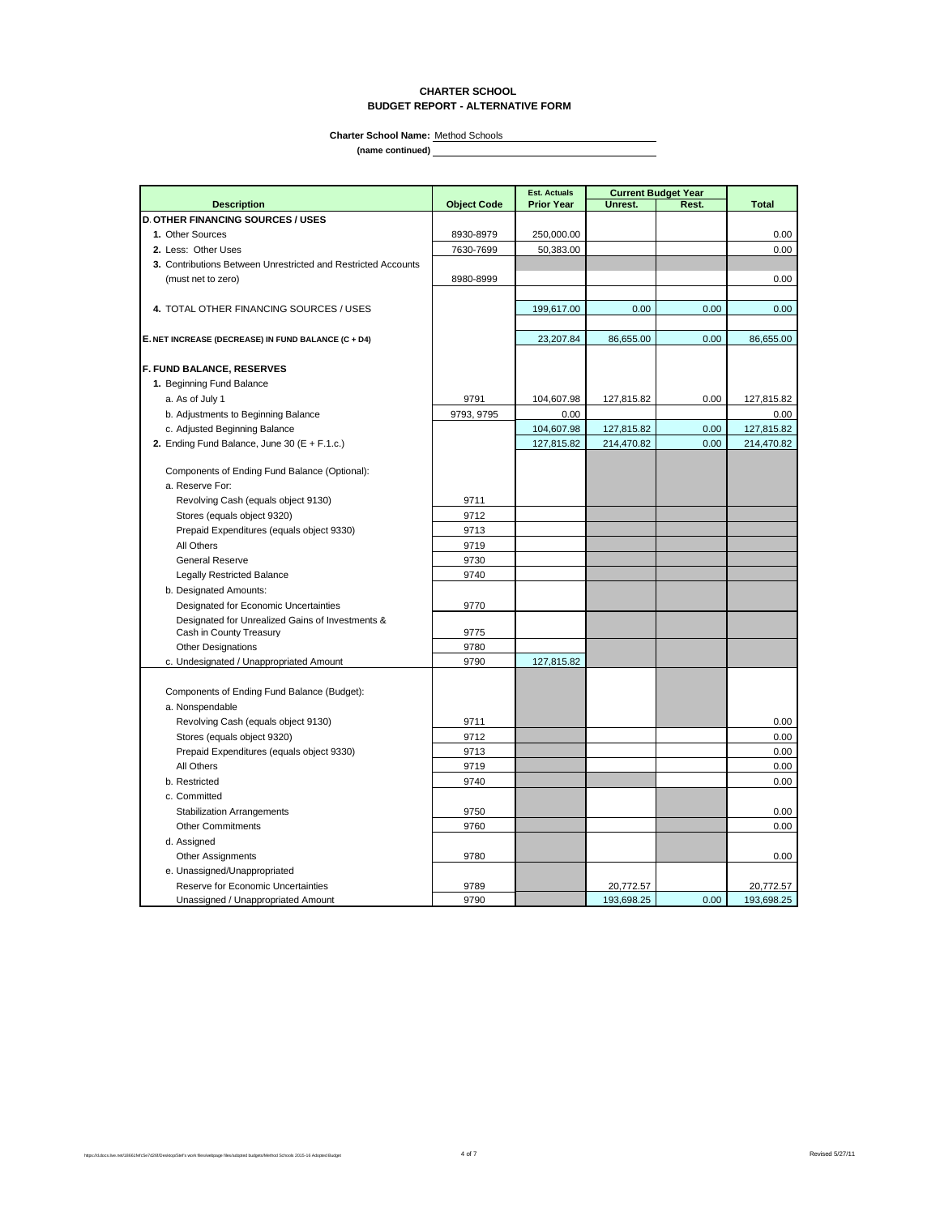# CHARTER SCHOOL
## BUDGET REPORT - ALTERNATIVE FORM

**Charter School Name:** Method Schools

**(name continued)**

| Description | Object Code | Est. Actuals Prior Year | Current Budget Year Unrest. | Current Budget Year Rest. | Total |
|---|---|---|---|---|---|
| **D. OTHER FINANCING SOURCES / USES** | | | | | |
| **1.** Other Sources | 8930-8979 | 250,000.00 | | | 0.00 |
| **2.** Less: Other Uses | 7630-7699 | 50,383.00 | | | 0.00 |
| **3.** Contributions Between Unrestricted and Restricted Accounts | | | | | |
| (must net to zero) | 8980-8999 | | | | 0.00 |
| **4.** TOTAL OTHER FINANCING SOURCES / USES | | 199,617.00 | 0.00 | 0.00 | 0.00 |
| **E. NET INCREASE (DECREASE) IN FUND BALANCE (C + D4)** | | 23,207.84 | 86,655.00 | 0.00 | 86,655.00 |
| **F. FUND BALANCE, RESERVES** | | | | | |
| **1.** Beginning Fund Balance | | | | | |
| a. As of July 1 | 9791 | 104,607.98 | 127,815.82 | 0.00 | 127,815.82 |
| b. Adjustments to Beginning Balance | 9793, 9795 | 0.00 | | | 0.00 |
| c. Adjusted Beginning Balance | | 104,607.98 | 127,815.82 | 0.00 | 127,815.82 |
| **2.** Ending Fund Balance, June 30 (E + F.1.c.) | | 127,815.82 | 214,470.82 | 0.00 | 214,470.82 |
| Components of Ending Fund Balance (Optional): | | | | | |
| a. Reserve For: | | | | | |
| Revolving Cash (equals object 9130) | 9711 | | | | |
| Stores (equals object 9320) | 9712 | | | | |
| Prepaid Expenditures (equals object 9330) | 9713 | | | | |
| All Others | 9719 | | | | |
| General Reserve | 9730 | | | | |
| Legally Restricted Balance | 9740 | | | | |
| b. Designated Amounts: | | | | | |
| Designated for Economic Uncertainties | 9770 | | | | |
| Designated for Unrealized Gains of Investments & Cash in County Treasury | 9775 | | | | |
| Other Designations | 9780 | | | | |
| c. Undesignated / Unappropriated Amount | 9790 | 127,815.82 | | | |
| Components of Ending Fund Balance (Budget): | | | | | |
| a. Nonspendable | | | | | |
| Revolving Cash (equals object 9130) | 9711 | | | | 0.00 |
| Stores (equals object 9320) | 9712 | | | | 0.00 |
| Prepaid Expenditures (equals object 9330) | 9713 | | | | 0.00 |
| All Others | 9719 | | | | 0.00 |
| b. Restricted | 9740 | | | | 0.00 |
| c. Committed | | | | | |
| Stabilization Arrangements | 9750 | | | | 0.00 |
| Other Commitments | 9760 | | | | 0.00 |
| d. Assigned | | | | | |
| Other Assignments | 9780 | | | | 0.00 |
| e. Unassigned/Unappropriated | | | | | |
| Reserve for Economic Uncertainties | 9789 | | 20,772.57 | | 20,772.57 |
| Unassigned / Unappropriated Amount | 9790 | | 193,698.25 | 0.00 | 193,698.25 |

Revised 5/27/11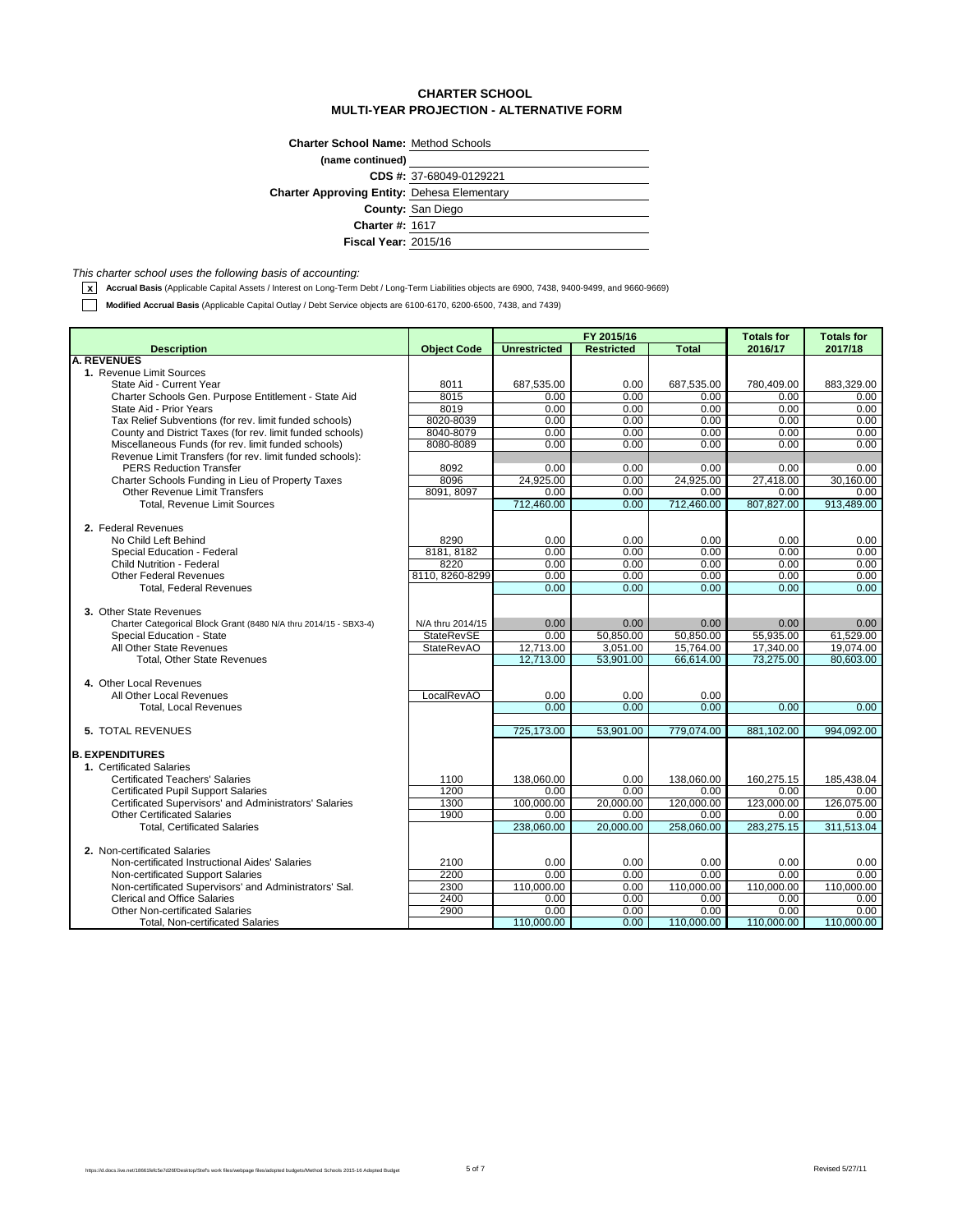# CHARTER SCHOOL
## MULTI-YEAR PROJECTION - ALTERNATIVE FORM

**Charter School Name:** Method Schools
**(name continued)**
**CDS #:** 37-68049-0129221
**Charter Approving Entity:** Dehesa Elementary
**County:** San Diego
**Charter #:** 1617
**Fiscal Year:** 2015/16

*This charter school uses the following basis of accounting:*

[x] **Accrual Basis** (Applicable Capital Assets / Interest on Long-Term Debt / Long-Term Liabilities objects are 6900, 7438, 9400-9499, and 9660-9669)

[ ] **Modified Accrual Basis** (Applicable Capital Outlay / Debt Service objects are 6100-6170, 6200-6500, 7438, and 7439)

| Description | Object Code | FY 2015/16 Unrestricted | FY 2015/16 Restricted | FY 2015/16 Total | Totals for 2016/17 | Totals for 2017/18 |
|---|---|---|---|---|---|---|
| **A. REVENUES** | | | | | | |
| 1. Revenue Limit Sources | | | | | | |
| State Aid - Current Year | 8011 | 687,535.00 | 0.00 | 687,535.00 | 780,409.00 | 883,329.00 |
| Charter Schools Gen. Purpose Entitlement - State Aid | 8015 | 0.00 | 0.00 | 0.00 | 0.00 | 0.00 |
| State Aid - Prior Years | 8019 | 0.00 | 0.00 | 0.00 | 0.00 | 0.00 |
| Tax Relief Subventions (for rev. limit funded schools) | 8020-8039 | 0.00 | 0.00 | 0.00 | 0.00 | 0.00 |
| County and District Taxes (for rev. limit funded schools) | 8040-8079 | 0.00 | 0.00 | 0.00 | 0.00 | 0.00 |
| Miscellaneous Funds (for rev. limit funded schools) | 8080-8089 | 0.00 | 0.00 | 0.00 | 0.00 | 0.00 |
| Revenue Limit Transfers (for rev. limit funded schools): | | | | | | |
| PERS Reduction Transfer | 8092 | 0.00 | 0.00 | 0.00 | 0.00 | 0.00 |
| Charter Schools Funding in Lieu of Property Taxes | 8096 | 24,925.00 | 0.00 | 24,925.00 | 27,418.00 | 30,160.00 |
| Other Revenue Limit Transfers | 8091, 8097 | 0.00 | 0.00 | 0.00 | 0.00 | 0.00 |
| Total, Revenue Limit Sources | | 712,460.00 | 0.00 | 712,460.00 | 807,827.00 | 913,489.00 |
| 2. Federal Revenues | | | | | | |
| No Child Left Behind | 8290 | 0.00 | 0.00 | 0.00 | 0.00 | 0.00 |
| Special Education - Federal | 8181, 8182 | 0.00 | 0.00 | 0.00 | 0.00 | 0.00 |
| Child Nutrition - Federal | 8220 | 0.00 | 0.00 | 0.00 | 0.00 | 0.00 |
| Other Federal Revenues | 8110, 8260-8299 | 0.00 | 0.00 | 0.00 | 0.00 | 0.00 |
| Total, Federal Revenues | | 0.00 | 0.00 | 0.00 | 0.00 | 0.00 |
| 3. Other State Revenues | | | | | | |
| Charter Categorical Block Grant (8480 N/A thru 2014/15 - SBX3-4) | N/A thru 2014/15 | 0.00 | 0.00 | 0.00 | 0.00 | 0.00 |
| Special Education - State | StateRevSE | 0.00 | 50,850.00 | 50,850.00 | 55,935.00 | 61,529.00 |
| All Other State Revenues | StateRevAO | 12,713.00 | 3,051.00 | 15,764.00 | 17,340.00 | 19,074.00 |
| Total, Other State Revenues | | 12,713.00 | 53,901.00 | 66,614.00 | 73,275.00 | 80,603.00 |
| 4. Other Local Revenues | | | | | | |
| All Other Local Revenues | LocalRevAO | 0.00 | 0.00 | 0.00 | | |
| Total, Local Revenues | | 0.00 | 0.00 | 0.00 | 0.00 | 0.00 |
| 5. TOTAL REVENUES | | 725,173.00 | 53,901.00 | 779,074.00 | 881,102.00 | 994,092.00 |
| **B. EXPENDITURES** | | | | | | |
| 1. Certificated Salaries | | | | | | |
| Certificated Teachers' Salaries | 1100 | 138,060.00 | 0.00 | 138,060.00 | 160,275.15 | 185,438.04 |
| Certificated Pupil Support Salaries | 1200 | 0.00 | 0.00 | 0.00 | 0.00 | 0.00 |
| Certificated Supervisors' and Administrators' Salaries | 1300 | 100,000.00 | 20,000.00 | 120,000.00 | 123,000.00 | 126,075.00 |
| Other Certificated Salaries | 1900 | 0.00 | 0.00 | 0.00 | 0.00 | 0.00 |
| Total, Certificated Salaries | | 238,060.00 | 20,000.00 | 258,060.00 | 283,275.15 | 311,513.04 |
| 2. Non-certificated Salaries | | | | | | |
| Non-certificated Instructional Aides' Salaries | 2100 | 0.00 | 0.00 | 0.00 | 0.00 | 0.00 |
| Non-certificated Support Salaries | 2200 | 0.00 | 0.00 | 0.00 | 0.00 | 0.00 |
| Non-certificated Supervisors' and Administrators' Sal. | 2300 | 110,000.00 | 0.00 | 110,000.00 | 110,000.00 | 110,000.00 |
| Clerical and Office Salaries | 2400 | 0.00 | 0.00 | 0.00 | 0.00 | 0.00 |
| Other Non-certificated Salaries | 2900 | 0.00 | 0.00 | 0.00 | 0.00 | 0.00 |
| Total, Non-certificated Salaries | | 110,000.00 | 0.00 | 110,000.00 | 110,000.00 | 110,000.00 |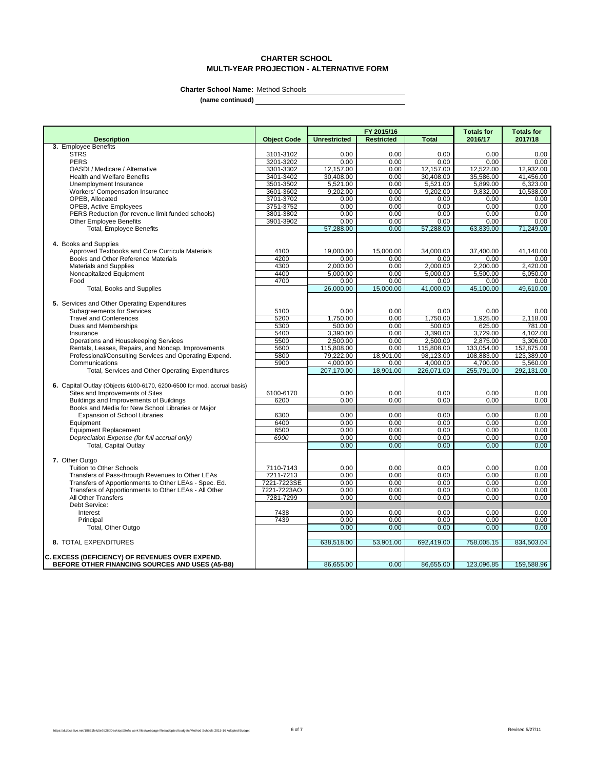# CHARTER SCHOOL
## MULTI-YEAR PROJECTION - ALTERNATIVE FORM

**Charter School Name:** Method Schools

**(name continued)**

| Description | Object Code | FY 2015/16 Unrestricted | FY 2015/16 Restricted | FY 2015/16 Total | Totals for 2016/17 | Totals for 2017/18 |
|---|---|---|---|---|---|---|
| **3.** Employee Benefits | | | | | | |
| STRS | 3101-3102 | 0.00 | 0.00 | 0.00 | 0.00 | 0.00 |
| PERS | 3201-3202 | 0.00 | 0.00 | 0.00 | 0.00 | 0.00 |
| OASDI / Medicare / Alternative | 3301-3302 | 12,157.00 | 0.00 | 12,157.00 | 12,522.00 | 12,932.00 |
| Health and Welfare Benefits | 3401-3402 | 30,408.00 | 0.00 | 30,408.00 | 35,586.00 | 41,456.00 |
| Unemployment Insurance | 3501-3502 | 5,521.00 | 0.00 | 5,521.00 | 5,899.00 | 6,323.00 |
| Workers' Compensation Insurance | 3601-3602 | 9,202.00 | 0.00 | 9,202.00 | 9,832.00 | 10,538.00 |
| OPEB, Allocated | 3701-3702 | 0.00 | 0.00 | 0.00 | 0.00 | 0.00 |
| OPEB, Active Employees | 3751-3752 | 0.00 | 0.00 | 0.00 | 0.00 | 0.00 |
| PERS Reduction (for revenue limit funded schools) | 3801-3802 | 0.00 | 0.00 | 0.00 | 0.00 | 0.00 |
| Other Employee Benefits | 3901-3902 | 0.00 | 0.00 | 0.00 | 0.00 | 0.00 |
| Total, Employee Benefits | | 57,288.00 | 0.00 | 57,288.00 | 63,839.00 | 71,249.00 |
| **4.** Books and Supplies | | | | | | |
| Approved Textbooks and Core Curricula Materials | 4100 | 19,000.00 | 15,000.00 | 34,000.00 | 37,400.00 | 41,140.00 |
| Books and Other Reference Materials | 4200 | 0.00 | 0.00 | 0.00 | 0.00 | 0.00 |
| Materials and Supplies | 4300 | 2,000.00 | 0.00 | 2,000.00 | 2,200.00 | 2,420.00 |
| Noncapitalized Equipment | 4400 | 5,000.00 | 0.00 | 5,000.00 | 5,500.00 | 6,050.00 |
| Food | 4700 | 0.00 | 0.00 | 0.00 | 0.00 | 0.00 |
| Total, Books and Supplies | | 26,000.00 | 15,000.00 | 41,000.00 | 45,100.00 | 49,610.00 |
| **5.** Services and Other Operating Expenditures | | | | | | |
| Subagreements for Services | 5100 | 0.00 | 0.00 | 0.00 | 0.00 | 0.00 |
| Travel and Conferences | 5200 | 1,750.00 | 0.00 | 1,750.00 | 1,925.00 | 2,118.00 |
| Dues and Memberships | 5300 | 500.00 | 0.00 | 500.00 | 625.00 | 781.00 |
| Insurance | 5400 | 3,390.00 | 0.00 | 3,390.00 | 3,729.00 | 4,102.00 |
| Operations and Housekeeping Services | 5500 | 2,500.00 | 0.00 | 2,500.00 | 2,875.00 | 3,306.00 |
| Rentals, Leases, Repairs, and Noncap. Improvements | 5600 | 115,808.00 | 0.00 | 115,808.00 | 133,054.00 | 152,875.00 |
| Professional/Consulting Services and Operating Expend. | 5800 | 79,222.00 | 18,901.00 | 98,123.00 | 108,883.00 | 123,389.00 |
| Communications | 5900 | 4,000.00 | 0.00 | 4,000.00 | 4,700.00 | 5,560.00 |
| Total, Services and Other Operating Expenditures | | 207,170.00 | 18,901.00 | 226,071.00 | 255,791.00 | 292,131.00 |
| **6.** Capital Outlay (Objects 6100-6170, 6200-6500 for mod. accrual basis) | | | | | | |
| Sites and Improvements of Sites | 6100-6170 | 0.00 | 0.00 | 0.00 | 0.00 | 0.00 |
| Buildings and Improvements of Buildings | 6200 | 0.00 | 0.00 | 0.00 | 0.00 | 0.00 |
| Books and Media for New School Libraries or Major Expansion of School Libraries | 6300 | 0.00 | 0.00 | 0.00 | 0.00 | 0.00 |
| Equipment | 6400 | 0.00 | 0.00 | 0.00 | 0.00 | 0.00 |
| Equipment Replacement | 6500 | 0.00 | 0.00 | 0.00 | 0.00 | 0.00 |
| *Depreciation Expense (for full accrual only)* | *6900* | 0.00 | 0.00 | 0.00 | 0.00 | 0.00 |
| Total, Capital Outlay | | 0.00 | 0.00 | 0.00 | 0.00 | 0.00 |
| **7.** Other Outgo | | | | | | |
| Tuition to Other Schools | 7110-7143 | 0.00 | 0.00 | 0.00 | 0.00 | 0.00 |
| Transfers of Pass-through Revenues to Other LEAs | 7211-7213 | 0.00 | 0.00 | 0.00 | 0.00 | 0.00 |
| Transfers of Apportionments to Other LEAs - Spec. Ed. | 7221-7223SE | 0.00 | 0.00 | 0.00 | 0.00 | 0.00 |
| Transfers of Apportionments to Other LEAs - All Other | 7221-7223AO | 0.00 | 0.00 | 0.00 | 0.00 | 0.00 |
| All Other Transfers | 7281-7299 | 0.00 | 0.00 | 0.00 | 0.00 | 0.00 |
| Debt Service: | | | | | | |
| Interest | 7438 | 0.00 | 0.00 | 0.00 | 0.00 | 0.00 |
| Principal | 7439 | 0.00 | 0.00 | 0.00 | 0.00 | 0.00 |
| Total, Other Outgo | | 0.00 | 0.00 | 0.00 | 0.00 | 0.00 |
| **8.** TOTAL EXPENDITURES | | 638,518.00 | 53,901.00 | 692,419.00 | 758,005.15 | 834,503.04 |
| **C. EXCESS (DEFICIENCY) OF REVENUES OVER EXPEND. BEFORE OTHER FINANCING SOURCES AND USES (A5-B8)** | | 86,655.00 | 0.00 | 86,655.00 | 123,096.85 | 159,588.96 |

https://d.docs.live.net/18661fefc5e7d26f/Desktop/Stef's work files/webpage files/adopted budgets/Method Schools 2015-16 Adopted Budget

Revised 5/27/11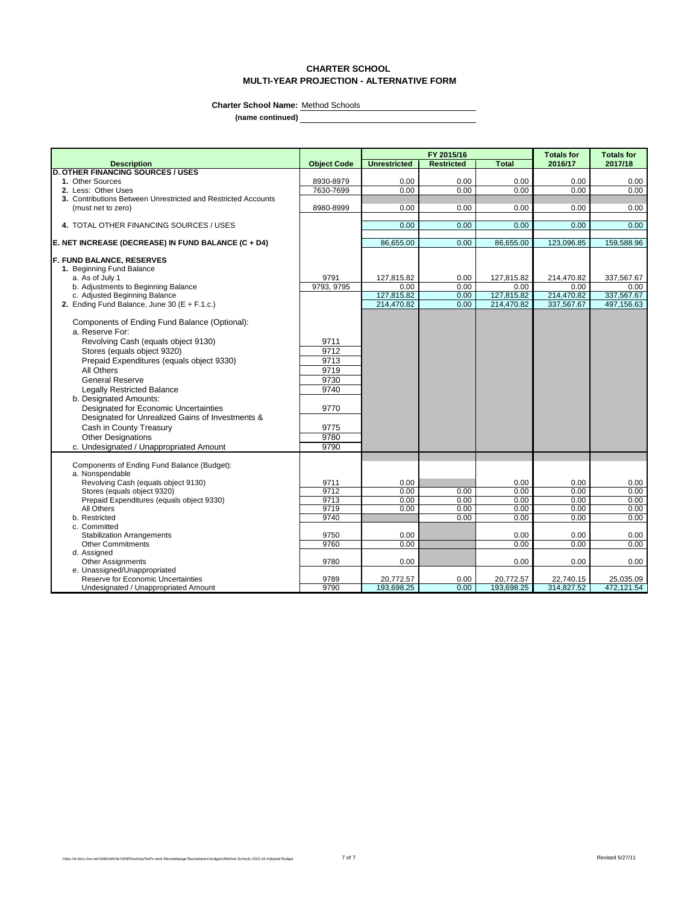# CHARTER SCHOOL
## MULTI-YEAR PROJECTION - ALTERNATIVE FORM

**Charter School Name:** Method Schools

**(name continued)**

| Description | Object Code | FY 2015/16 Unrestricted | FY 2015/16 Restricted | FY 2015/16 Total | Totals for 2016/17 | Totals for 2017/18 |
|---|---|---|---|---|---|---|
| **D. OTHER FINANCING SOURCES / USES** | | | | | | |
| **1.** Other Sources | 8930-8979 | 0.00 | 0.00 | 0.00 | 0.00 | 0.00 |
| **2.** Less: Other Uses | 7630-7699 | 0.00 | 0.00 | 0.00 | 0.00 | 0.00 |
| **3.** Contributions Between Unrestricted and Restricted Accounts (must net to zero) | 8980-8999 | 0.00 | 0.00 | 0.00 | 0.00 | 0.00 |
| **4.** TOTAL OTHER FINANCING SOURCES / USES | | 0.00 | 0.00 | 0.00 | 0.00 | 0.00 |
| **E. NET INCREASE (DECREASE) IN FUND BALANCE (C + D4)** | | 86,655.00 | 0.00 | 86,655.00 | 123,096.85 | 159,588.96 |
| **F. FUND BALANCE, RESERVES** | | | | | | |
| **1.** Beginning Fund Balance | | | | | | |
| a. As of July 1 | 9791 | 127,815.82 | 0.00 | 127,815.82 | 214,470.82 | 337,567.67 |
| b. Adjustments to Beginning Balance | 9793, 9795 | 0.00 | 0.00 | 0.00 | 0.00 | 0.00 |
| c. Adjusted Beginning Balance | | 127,815.82 | 0.00 | 127,815.82 | 214,470.82 | 337,567.67 |
| **2.** Ending Fund Balance, June 30 (E + F.1.c.) | | 214,470.82 | 0.00 | 214,470.82 | 337,567.67 | 497,156.63 |
| Components of Ending Fund Balance (Optional): | | | | | | |
| a. Reserve For: | | | | | | |
| Revolving Cash (equals object 9130) | 9711 | | | | | |
| Stores (equals object 9320) | 9712 | | | | | |
| Prepaid Expenditures (equals object 9330) | 9713 | | | | | |
| All Others | 9719 | | | | | |
| General Reserve | 9730 | | | | | |
| Legally Restricted Balance | 9740 | | | | | |
| b. Designated Amounts: | | | | | | |
| Designated for Economic Uncertainties | 9770 | | | | | |
| Designated for Unrealized Gains of Investments & Cash in County Treasury | 9775 | | | | | |
| Other Designations | 9780 | | | | | |
| c. Undesignated / Unappropriated Amount | 9790 | | | | | |
| Components of Ending Fund Balance (Budget): | | | | | | |
| a. Nonspendable | | | | | | |
| Revolving Cash (equals object 9130) | 9711 | 0.00 | | 0.00 | 0.00 | 0.00 |
| Stores (equals object 9320) | 9712 | 0.00 | 0.00 | 0.00 | 0.00 | 0.00 |
| Prepaid Expenditures (equals object 9330) | 9713 | 0.00 | 0.00 | 0.00 | 0.00 | 0.00 |
| All Others | 9719 | 0.00 | 0.00 | 0.00 | 0.00 | 0.00 |
| b. Restricted | 9740 | | 0.00 | 0.00 | 0.00 | 0.00 |
| c. Committed | | | | | | |
| Stabilization Arrangements | 9750 | 0.00 | | 0.00 | 0.00 | 0.00 |
| Other Commitments | 9760 | 0.00 | | 0.00 | 0.00 | 0.00 |
| d. Assigned | | | | | | |
| Other Assignments | 9780 | 0.00 | | 0.00 | 0.00 | 0.00 |
| e. Unassigned/Unappropriated | | | | | | |
| Reserve for Economic Uncertainties | 9789 | 20,772.57 | 0.00 | 20,772.57 | 22,740.15 | 25,035.09 |
| Undesignated / Unappropriated Amount | 9790 | 193,698.25 | 0.00 | 193,698.25 | 314,827.52 | 472,121.54 |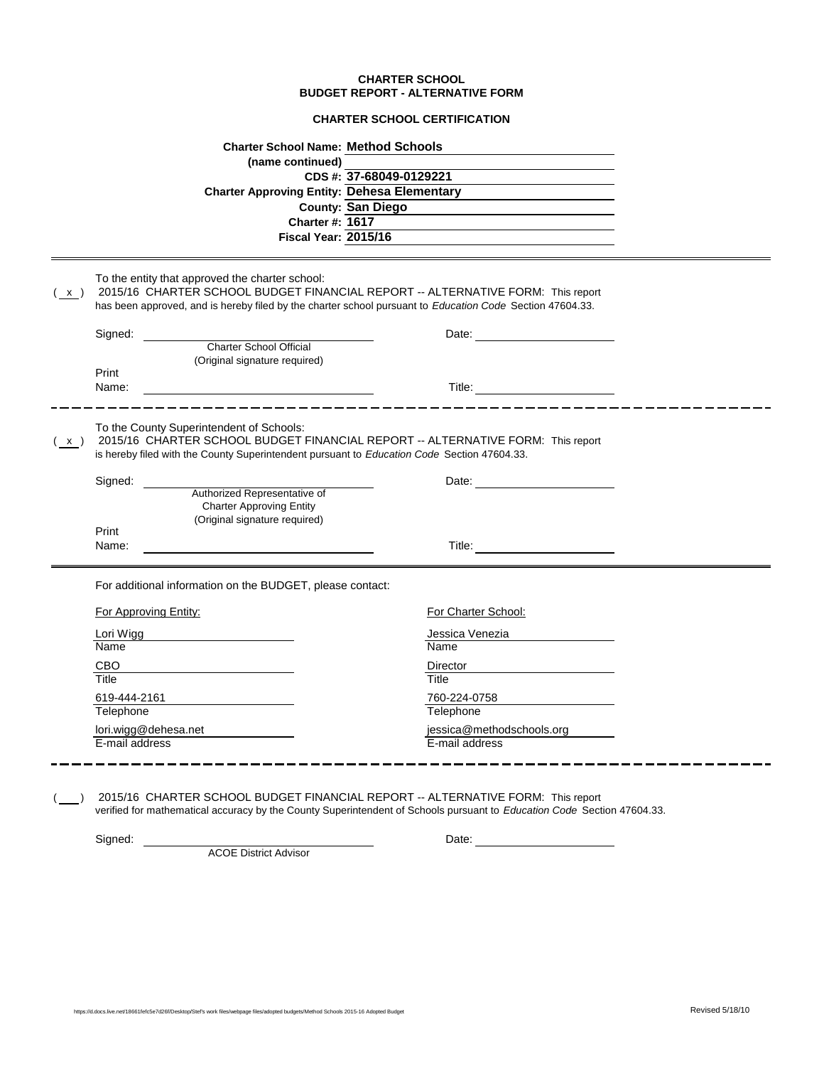**CHARTER SCHOOL**
**BUDGET REPORT - ALTERNATIVE FORM**

**CHARTER SCHOOL CERTIFICATION**

**Charter School Name:** **Method Schools**
**(name continued)**
**CDS #:** **37-68049-0129221**
**Charter Approving Entity:** **Dehesa Elementary**
**County:** **San Diego**
**Charter #:** **1617**
**Fiscal Year:** **2015/16**

---

To the entity that approved the charter school:

( x ) 2015/16 CHARTER SCHOOL BUDGET FINANCIAL REPORT -- ALTERNATIVE FORM: This report has been approved, and is hereby filed by the charter school pursuant to *Education Code* Section 47604.33.

Signed: ______________________ Date: ______________________
Charter School Official
(Original signature required)

Print Name: ______________________ Title: ______________________

---

To the County Superintendent of Schools:

( x ) 2015/16 CHARTER SCHOOL BUDGET FINANCIAL REPORT -- ALTERNATIVE FORM: This report is hereby filed with the County Superintendent pursuant to *Education Code* Section 47604.33.

Signed: ______________________ Date: ______________________
Authorized Representative of
Charter Approving Entity
(Original signature required)

Print Name: ______________________ Title: ______________________

---

For additional information on the BUDGET, please contact:

| For Approving Entity: | For Charter School: |
|---|---|
| Lori Wigg | Jessica Venezia |
| Name | Name |
| CBO | Director |
| Title | Title |
| 619-444-2161 | 760-224-0758 |
| Telephone | Telephone |
| lori.wigg@dehesa.net | jessica@methodschools.org |
| E-mail address | E-mail address |

---

( ) 2015/16 CHARTER SCHOOL BUDGET FINANCIAL REPORT -- ALTERNATIVE FORM: This report verified for mathematical accuracy by the County Superintendent of Schools pursuant to *Education Code* Section 47604.33.

Signed: ______________________ Date: ______________________
ACOE District Advisor